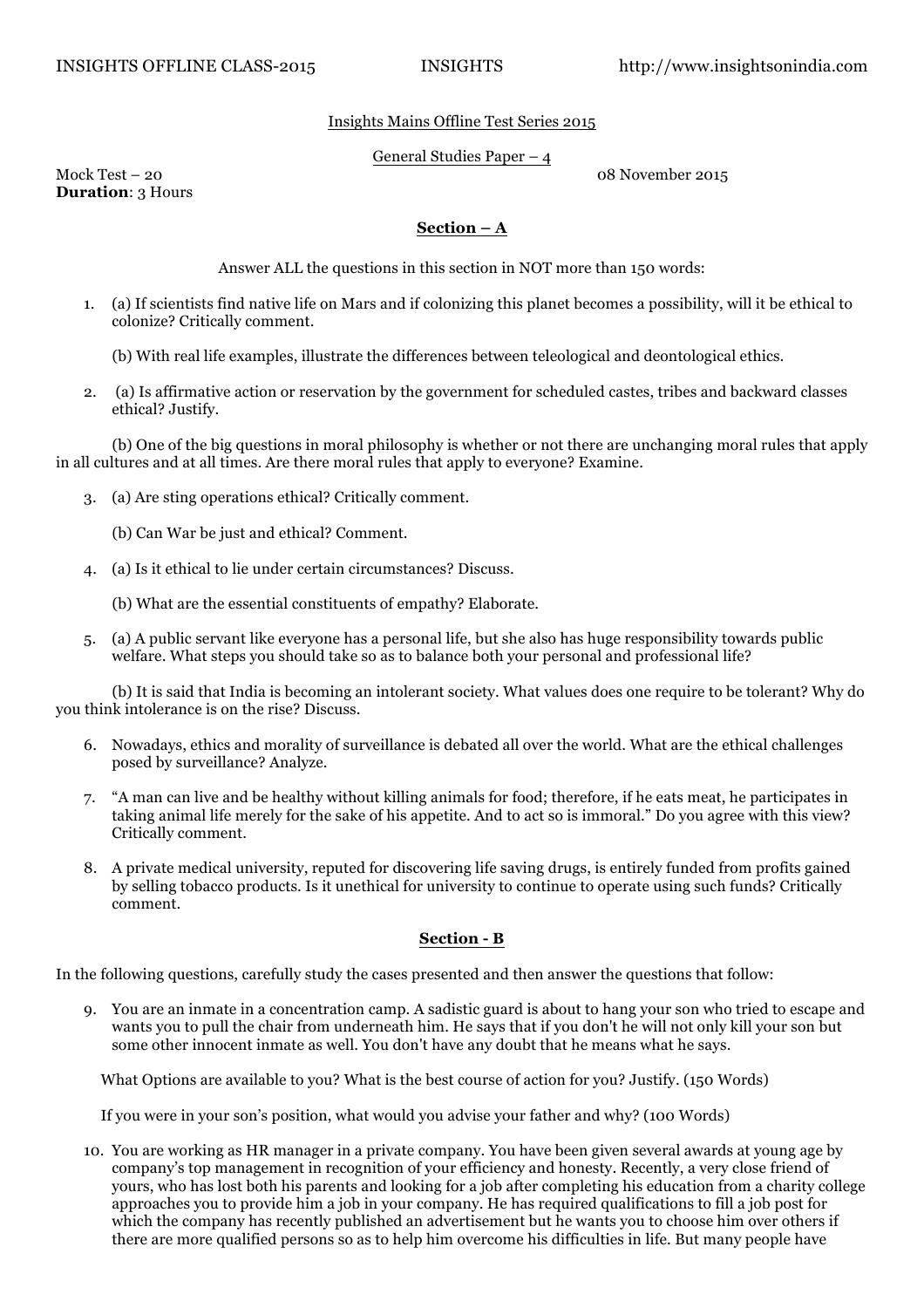Insights Mains Offline Test Series 2015

General Studies Paper – 4

Mock Test – 20 | 08 November 2015

**Duration**: 3 Hours

## Section – A

Answer ALL the questions in this section in NOT more than 150 words:

1. (a) If scientists find native life on Mars and if colonizing this planet becomes a possibility, will it be ethical to colonize? Critically comment.

   (b) With real life examples, illustrate the differences between teleological and deontological ethics.

2. (a) Is affirmative action or reservation by the government for scheduled castes, tribes and backward classes ethical? Justify.

   (b) One of the big questions in moral philosophy is whether or not there are unchanging moral rules that apply in all cultures and at all times. Are there moral rules that apply to everyone? Examine.

3. (a) Are sting operations ethical? Critically comment.

   (b) Can War be just and ethical? Comment.

4. (a) Is it ethical to lie under certain circumstances? Discuss.

   (b) What are the essential constituents of empathy? Elaborate.

5. (a) A public servant like everyone has a personal life, but she also has huge responsibility towards public welfare. What steps you should take so as to balance both your personal and professional life?

   (b) It is said that India is becoming an intolerant society. What values does one require to be tolerant? Why do you think intolerance is on the rise? Discuss.

6. Nowadays, ethics and morality of surveillance is debated all over the world. What are the ethical challenges posed by surveillance? Analyze.

7. "A man can live and be healthy without killing animals for food; therefore, if he eats meat, he participates in taking animal life merely for the sake of his appetite. And to act so is immoral." Do you agree with this view? Critically comment.

8. A private medical university, reputed for discovering life saving drugs, is entirely funded from profits gained by selling tobacco products. Is it unethical for university to continue to operate using such funds? Critically comment.

## Section - B

In the following questions, carefully study the cases presented and then answer the questions that follow:

9. You are an inmate in a concentration camp. A sadistic guard is about to hang your son who tried to escape and wants you to pull the chair from underneath him. He says that if you don't he will not only kill your son but some other innocent inmate as well. You don't have any doubt that he means what he says.

   What Options are available to you? What is the best course of action for you? Justify. (150 Words)

   If you were in your son's position, what would you advise your father and why? (100 Words)

10. You are working as HR manager in a private company. You have been given several awards at young age by company's top management in recognition of your efficiency and honesty. Recently, a very close friend of yours, who has lost both his parents and looking for a job after completing his education from a charity college approaches you to provide him a job in your company. He has required qualifications to fill a job post for which the company has recently published an advertisement but he wants you to choose him over others if there are more qualified persons so as to help him overcome his difficulties in life. But many people have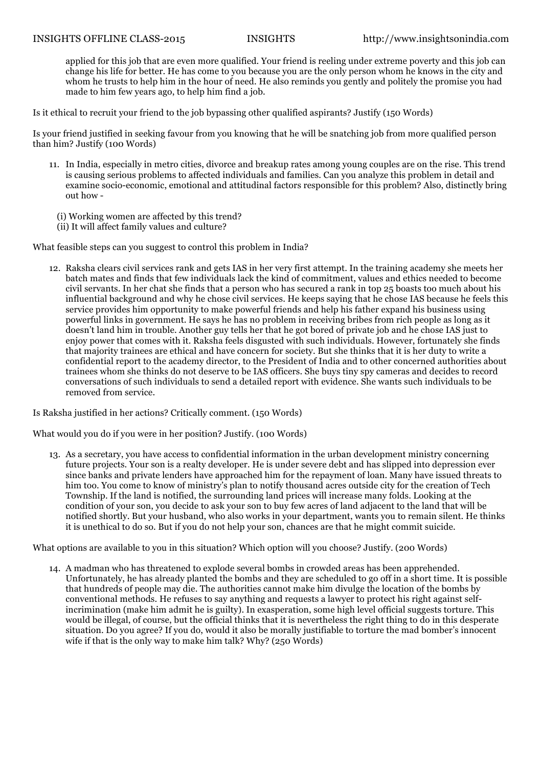applied for this job that are even more qualified. Your friend is reeling under extreme poverty and this job can change his life for better. He has come to you because you are the only person whom he knows in the city and whom he trusts to help him in the hour of need. He also reminds you gently and politely the promise you had made to him few years ago, to help him find a job.

Is it ethical to recruit your friend to the job bypassing other qualified aspirants? Justify (150 Words)

Is your friend justified in seeking favour from you knowing that he will be snatching job from more qualified person than him? Justify (100 Words)

11. In India, especially in metro cities, divorce and breakup rates among young couples are on the rise. This trend is causing serious problems to affected individuals and families. Can you analyze this problem in detail and examine socio-economic, emotional and attitudinal factors responsible for this problem? Also, distinctly bring out how -

    (i) Working women are affected by this trend?
    (ii) It will affect family values and culture?

What feasible steps can you suggest to control this problem in India?

12. Raksha clears civil services rank and gets IAS in her very first attempt. In the training academy she meets her batch mates and finds that few individuals lack the kind of commitment, values and ethics needed to become civil servants. In her chat she finds that a person who has secured a rank in top 25 boasts too much about his influential background and why he chose civil services. He keeps saying that he chose IAS because he feels this service provides him opportunity to make powerful friends and help his father expand his business using powerful links in government. He says he has no problem in receiving bribes from rich people as long as it doesn't land him in trouble. Another guy tells her that he got bored of private job and he chose IAS just to enjoy power that comes with it. Raksha feels disgusted with such individuals. However, fortunately she finds that majority trainees are ethical and have concern for society. But she thinks that it is her duty to write a confidential report to the academy director, to the President of India and to other concerned authorities about trainees whom she thinks do not deserve to be IAS officers. She buys tiny spy cameras and decides to record conversations of such individuals to send a detailed report with evidence. She wants such individuals to be removed from service.

Is Raksha justified in her actions? Critically comment. (150 Words)

What would you do if you were in her position? Justify. (100 Words)

13. As a secretary, you have access to confidential information in the urban development ministry concerning future projects. Your son is a realty developer. He is under severe debt and has slipped into depression ever since banks and private lenders have approached him for the repayment of loan. Many have issued threats to him too. You come to know of ministry's plan to notify thousand acres outside city for the creation of Tech Township. If the land is notified, the surrounding land prices will increase many folds. Looking at the condition of your son, you decide to ask your son to buy few acres of land adjacent to the land that will be notified shortly. But your husband, who also works in your department, wants you to remain silent. He thinks it is unethical to do so. But if you do not help your son, chances are that he might commit suicide.

What options are available to you in this situation? Which option will you choose? Justify. (200 Words)

14. A madman who has threatened to explode several bombs in crowded areas has been apprehended. Unfortunately, he has already planted the bombs and they are scheduled to go off in a short time. It is possible that hundreds of people may die. The authorities cannot make him divulge the location of the bombs by conventional methods. He refuses to say anything and requests a lawyer to protect his right against self-incrimination (make him admit he is guilty). In exasperation, some high level official suggests torture. This would be illegal, of course, but the official thinks that it is nevertheless the right thing to do in this desperate situation. Do you agree? If you do, would it also be morally justifiable to torture the mad bomber's innocent wife if that is the only way to make him talk? Why? (250 Words)